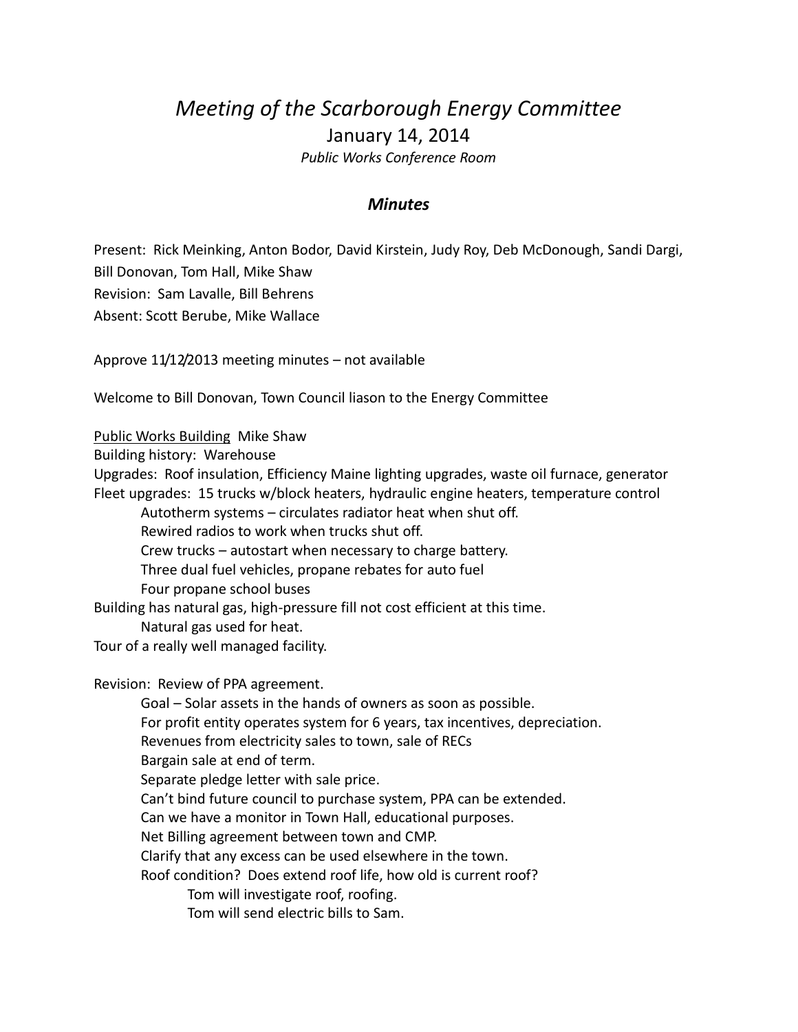# *Meeting of the Scarborough Energy Committee*

January 14, 2014

*Public Works Conference Room*

## *Minutes*

Present: Rick Meinking, Anton Bodor, David Kirstein, Judy Roy, Deb McDonough, Sandi Dargi, Bill Donovan, Tom Hall, Mike Shaw
Revision: Sam Lavalle, Bill Behrens
Absent: Scott Berube, Mike Wallace

Approve 11/12/2013 meeting minutes – not available

Welcome to Bill Donovan, Town Council liason to the Energy Committee

<u>Public Works Building</u> Mike Shaw
Building history: Warehouse
Upgrades: Roof insulation, Efficiency Maine lighting upgrades, waste oil furnace, generator
Fleet upgrades: 15 trucks w/block heaters, hydraulic engine heaters, temperature control

- Autotherm systems – circulates radiator heat when shut off.
- Rewired radios to work when trucks shut off.
- Crew trucks – autostart when necessary to charge battery.
- Three dual fuel vehicles, propane rebates for auto fuel
- Four propane school buses

Building has natural gas, high-pressure fill not cost efficient at this time.

- Natural gas used for heat.

Tour of a really well managed facility.

Revision: Review of PPA agreement.

- Goal – Solar assets in the hands of owners as soon as possible.
- For profit entity operates system for 6 years, tax incentives, depreciation.
- Revenues from electricity sales to town, sale of RECs
- Bargain sale at end of term.
- Separate pledge letter with sale price.
- Can't bind future council to purchase system, PPA can be extended.
- Can we have a monitor in Town Hall, educational purposes.
- Net Billing agreement between town and CMP.
- Clarify that any excess can be used elsewhere in the town.
- Roof condition? Does extend roof life, how old is current roof?
  - Tom will investigate roof, roofing.
  - Tom will send electric bills to Sam.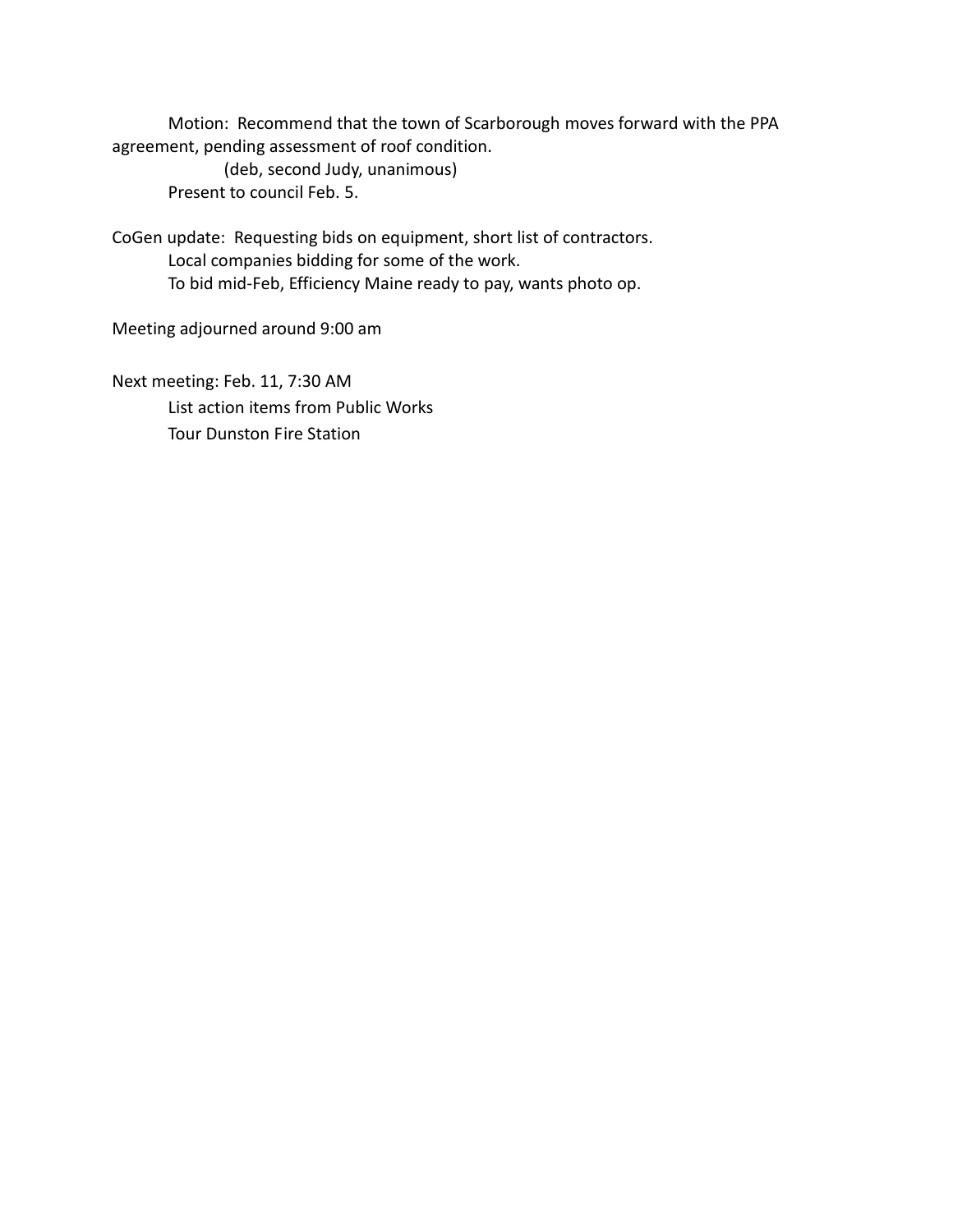Motion: Recommend that the town of Scarborough moves forward with the PPA agreement, pending assessment of roof condition.

(deb, second Judy, unanimous)

Present to council Feb. 5.

CoGen update: Requesting bids on equipment, short list of contractors.

Local companies bidding for some of the work.

To bid mid-Feb, Efficiency Maine ready to pay, wants photo op.

Meeting adjourned around 9:00 am

Next meeting: Feb. 11, 7:30 AM

List action items from Public Works

Tour Dunston Fire Station